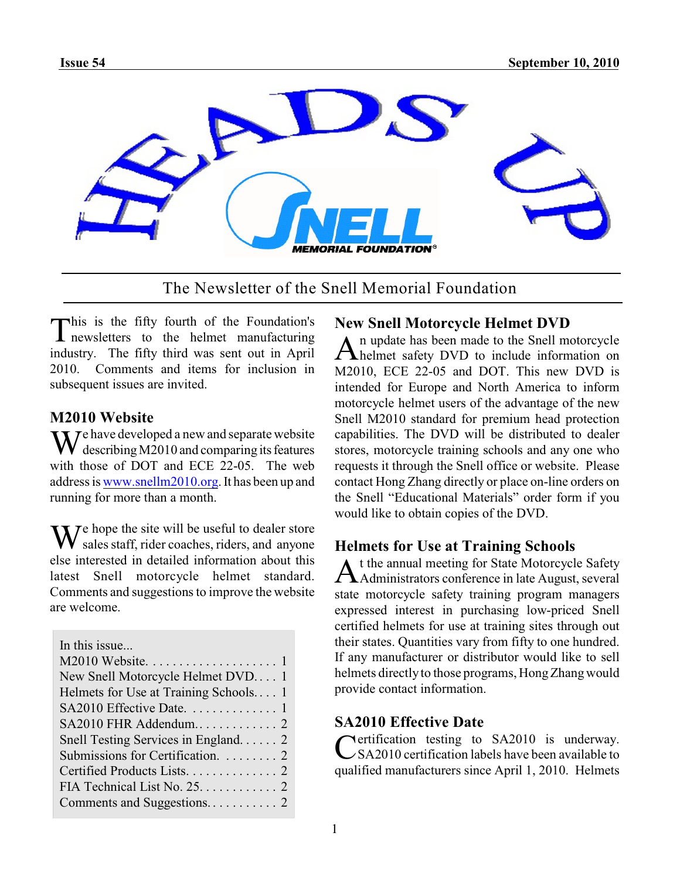# HEADS UP

The Newsletter of the Snell Memorial Foundation

This is the fifty fourth of the Foundation's newsletters to the helmet manufacturing industry. The fifty third was sent out in April 2010. Comments and items for inclusion in subsequent issues are invited.

## M2010 Website

We have developed a new and separate website describing M2010 and comparing its features with those of DOT and ECE 22-05. The web address is www.snellm2010.org. It has been up and running for more than a month.

We hope the site will be useful to dealer store sales staff, rider coaches, riders, and anyone else interested in detailed information about this latest Snell motorcycle helmet standard. Comments and suggestions to improve the website are welcome.

In this issue...

- M2010 Website. . . . . . . . . . . . . . . . . . . . 1
- New Snell Motorcycle Helmet DVD. . . . 1
- Helmets for Use at Training Schools. . . . 1
- SA2010 Effective Date. . . . . . . . . . . . . . 1
- SA2010 FHR Addendum. . . . . . . . . . . . . 2
- Snell Testing Services in England. . . . . . 2
- Submissions for Certification. . . . . . . . . 2
- Certified Products Lists. . . . . . . . . . . . . . 2
- FIA Technical List No. 25. . . . . . . . . . . . 2
- Comments and Suggestions. . . . . . . . . . . 2

## New Snell Motorcycle Helmet DVD

An update has been made to the Snell motorcycle helmet safety DVD to include information on M2010, ECE 22-05 and DOT. This new DVD is intended for Europe and North America to inform motorcycle helmet users of the advantage of the new Snell M2010 standard for premium head protection capabilities. The DVD will be distributed to dealer stores, motorcycle training schools and any one who requests it through the Snell office or website. Please contact Hong Zhang directly or place on-line orders on the Snell "Educational Materials" order form if you would like to obtain copies of the DVD.

## Helmets for Use at Training Schools

At the annual meeting for State Motorcycle Safety Administrators conference in late August, several state motorcycle safety training program managers expressed interest in purchasing low-priced Snell certified helmets for use at training sites through out their states. Quantities vary from fifty to one hundred. If any manufacturer or distributor would like to sell helmets directly to those programs, Hong Zhang would provide contact information.

## SA2010 Effective Date

Certification testing to SA2010 is underway. SA2010 certification labels have been available to qualified manufacturers since April 1, 2010. Helmets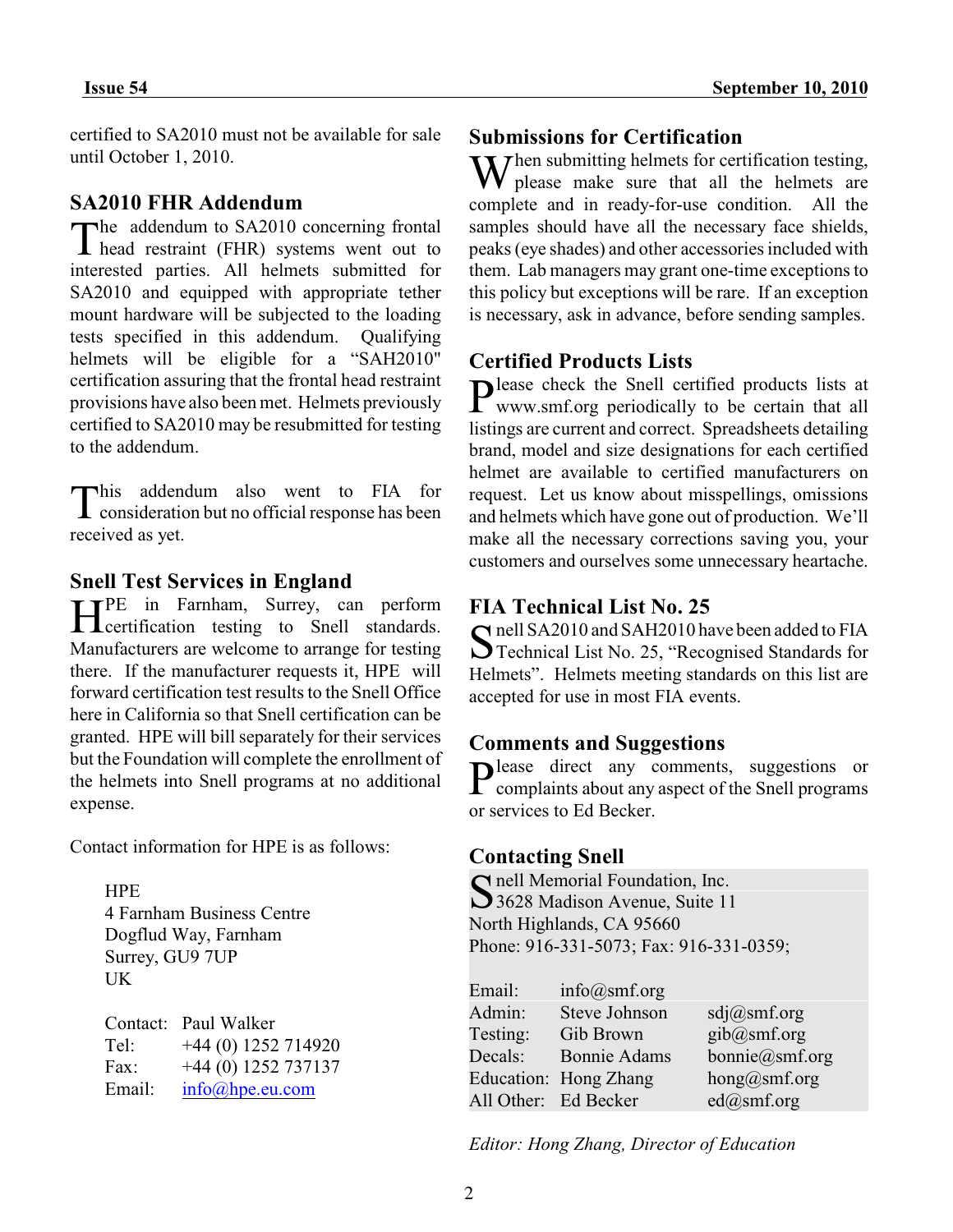certified to SA2010 must not be available for sale until October 1, 2010.

## SA2010 FHR Addendum

The addendum to SA2010 concerning frontal head restraint (FHR) systems went out to interested parties. All helmets submitted for SA2010 and equipped with appropriate tether mount hardware will be subjected to the loading tests specified in this addendum. Qualifying helmets will be eligible for a "SAH2010" certification assuring that the frontal head restraint provisions have also been met. Helmets previously certified to SA2010 may be resubmitted for testing to the addendum.

This addendum also went to FIA for consideration but no official response has been received as yet.

## Snell Test Services in England

HPE in Farnham, Surrey, can perform certification testing to Snell standards. Manufacturers are welcome to arrange for testing there. If the manufacturer requests it, HPE will forward certification test results to the Snell Office here in California so that Snell certification can be granted. HPE will bill separately for their services but the Foundation will complete the enrollment of the helmets into Snell programs at no additional expense.

Contact information for HPE is as follows:

HPE
4 Farnham Business Centre
Dogflud Way, Farnham
Surrey, GU9 7UP
UK

| | |
|---|---|
| Contact: | Paul Walker |
| Tel: | +44 (0) 1252 714920 |
| Fax: | +44 (0) 1252 737137 |
| Email: | info@hpe.eu.com |

## Submissions for Certification

When submitting helmets for certification testing, please make sure that all the helmets are complete and in ready-for-use condition. All the samples should have all the necessary face shields, peaks (eye shades) and other accessories included with them. Lab managers may grant one-time exceptions to this policy but exceptions will be rare. If an exception is necessary, ask in advance, before sending samples.

## Certified Products Lists

Please check the Snell certified products lists at www.smf.org periodically to be certain that all listings are current and correct. Spreadsheets detailing brand, model and size designations for each certified helmet are available to certified manufacturers on request. Let us know about misspellings, omissions and helmets which have gone out of production. We'll make all the necessary corrections saving you, your customers and ourselves some unnecessary heartache.

## FIA Technical List No. 25

Snell SA2010 and SAH2010 have been added to FIA Technical List No. 25, "Recognised Standards for Helmets". Helmets meeting standards on this list are accepted for use in most FIA events.

## Comments and Suggestions

Please direct any comments, suggestions or complaints about any aspect of the Snell programs or services to Ed Becker.

## Contacting Snell

Snell Memorial Foundation, Inc.
3628 Madison Avenue, Suite 11
North Highlands, CA 95660
Phone: 916-331-5073; Fax: 916-331-0359;

| | | |
|---|---|---|
| Email: | info@smf.org | |
| Admin: | Steve Johnson | sdj@smf.org |
| Testing: | Gib Brown | gib@smf.org |
| Decals: | Bonnie Adams | bonnie@smf.org |
| Education: | Hong Zhang | hong@smf.org |
| All Other: | Ed Becker | ed@smf.org |

*Editor: Hong Zhang, Director of Education*